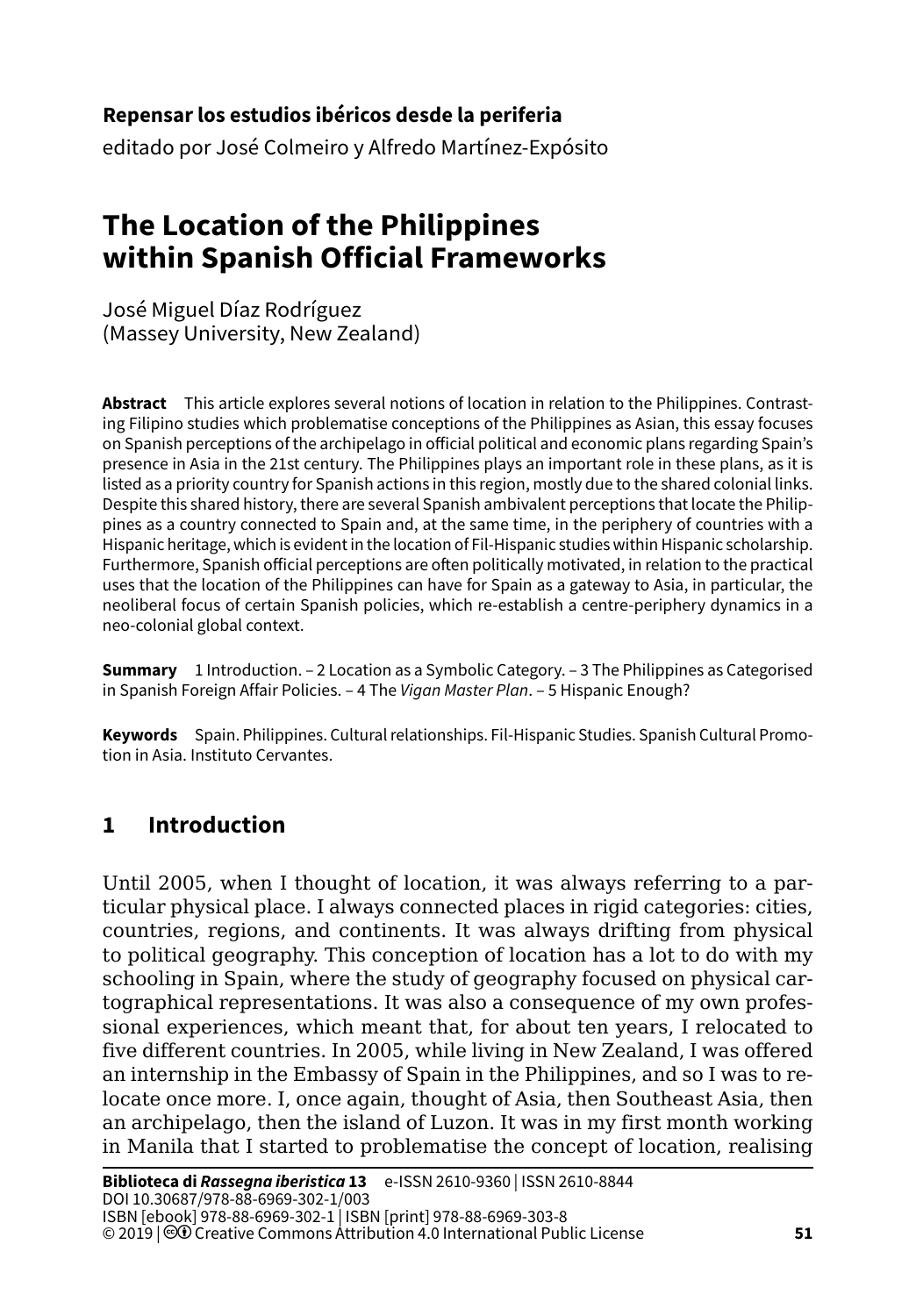**Repensar los estudios ibéricos desde la periferia**
editado por José Colmeiro y Alfredo Martínez-Expósito

# The Location of the Philippines within Spanish Official Frameworks

José Miguel Díaz Rodríguez
(Massey University, New Zealand)

**Abstract** This article explores several notions of location in relation to the Philippines. Contrasting Filipino studies which problematise conceptions of the Philippines as Asian, this essay focuses on Spanish perceptions of the archipelago in official political and economic plans regarding Spain's presence in Asia in the 21st century. The Philippines plays an important role in these plans, as it is listed as a priority country for Spanish actions in this region, mostly due to the shared colonial links. Despite this shared history, there are several Spanish ambivalent perceptions that locate the Philippines as a country connected to Spain and, at the same time, in the periphery of countries with a Hispanic heritage, which is evident in the location of Fil-Hispanic studies within Hispanic scholarship. Furthermore, Spanish official perceptions are often politically motivated, in relation to the practical uses that the location of the Philippines can have for Spain as a gateway to Asia, in particular, the neoliberal focus of certain Spanish policies, which re-establish a centre-periphery dynamics in a neo-colonial global context.

**Summary** 1 Introduction. – 2 Location as a Symbolic Category. – 3 The Philippines as Categorised in Spanish Foreign Affair Policies. – 4 The *Vigan Master Plan*. – 5 Hispanic Enough?

**Keywords** Spain. Philippines. Cultural relationships. Fil-Hispanic Studies. Spanish Cultural Promotion in Asia. Instituto Cervantes.

## 1 Introduction

Until 2005, when I thought of location, it was always referring to a particular physical place. I always connected places in rigid categories: cities, countries, regions, and continents. It was always drifting from physical to political geography. This conception of location has a lot to do with my schooling in Spain, where the study of geography focused on physical cartographical representations. It was also a consequence of my own professional experiences, which meant that, for about ten years, I relocated to five different countries. In 2005, while living in New Zealand, I was offered an internship in the Embassy of Spain in the Philippines, and so I was to relocate once more. I, once again, thought of Asia, then Southeast Asia, then an archipelago, then the island of Luzon. It was in my first month working in Manila that I started to problematise the concept of location, realising

**Biblioteca di *Rassegna iberistica* 13** e-ISSN 2610-9360 | ISSN 2610-8844
DOI 10.30687/978-88-6969-302-1/003
ISBN [ebook] 978-88-6969-302-1 | ISBN [print] 978-88-6969-303-8
© 2019 | Creative Commons Attribution 4.0 International Public License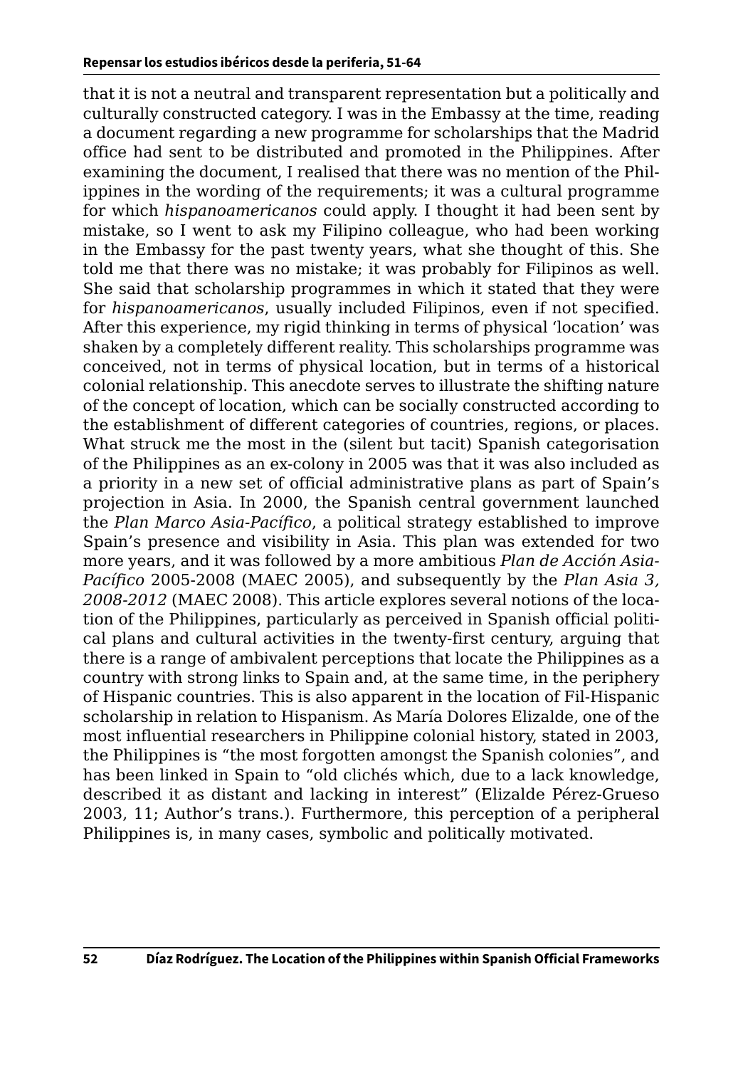that it is not a neutral and transparent representation but a politically and culturally constructed category. I was in the Embassy at the time, reading a document regarding a new programme for scholarships that the Madrid office had sent to be distributed and promoted in the Philippines. After examining the document, I realised that there was no mention of the Philippines in the wording of the requirements; it was a cultural programme for which *hispanoamericanos* could apply. I thought it had been sent by mistake, so I went to ask my Filipino colleague, who had been working in the Embassy for the past twenty years, what she thought of this. She told me that there was no mistake; it was probably for Filipinos as well. She said that scholarship programmes in which it stated that they were for *hispanoamericanos*, usually included Filipinos, even if not specified. After this experience, my rigid thinking in terms of physical 'location' was shaken by a completely different reality. This scholarships programme was conceived, not in terms of physical location, but in terms of a historical colonial relationship. This anecdote serves to illustrate the shifting nature of the concept of location, which can be socially constructed according to the establishment of different categories of countries, regions, or places. What struck me the most in the (silent but tacit) Spanish categorisation of the Philippines as an ex-colony in 2005 was that it was also included as a priority in a new set of official administrative plans as part of Spain's projection in Asia. In 2000, the Spanish central government launched the *Plan Marco Asia-Pacífico*, a political strategy established to improve Spain's presence and visibility in Asia. This plan was extended for two more years, and it was followed by a more ambitious *Plan de Acción Asia-Pacífico* 2005-2008 (MAEC 2005), and subsequently by the *Plan Asia 3, 2008-2012* (MAEC 2008). This article explores several notions of the location of the Philippines, particularly as perceived in Spanish official political plans and cultural activities in the twenty-first century, arguing that there is a range of ambivalent perceptions that locate the Philippines as a country with strong links to Spain and, at the same time, in the periphery of Hispanic countries. This is also apparent in the location of Fil-Hispanic scholarship in relation to Hispanism. As María Dolores Elizalde, one of the most influential researchers in Philippine colonial history, stated in 2003, the Philippines is "the most forgotten amongst the Spanish colonies", and has been linked in Spain to "old clichés which, due to a lack knowledge, described it as distant and lacking in interest" (Elizalde Pérez-Grueso 2003, 11; Author's trans.). Furthermore, this perception of a peripheral Philippines is, in many cases, symbolic and politically motivated.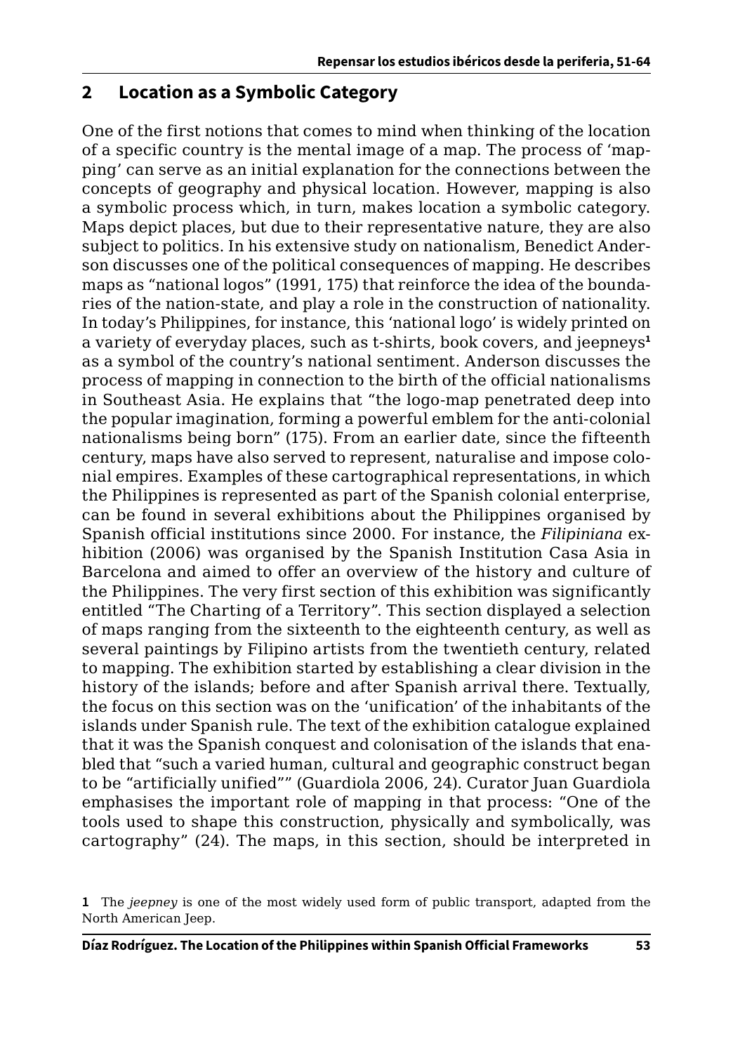## 2 Location as a Symbolic Category

One of the first notions that comes to mind when thinking of the location of a specific country is the mental image of a map. The process of 'mapping' can serve as an initial explanation for the connections between the concepts of geography and physical location. However, mapping is also a symbolic process which, in turn, makes location a symbolic category. Maps depict places, but due to their representative nature, they are also subject to politics. In his extensive study on nationalism, Benedict Anderson discusses one of the political consequences of mapping. He describes maps as "national logos" (1991, 175) that reinforce the idea of the boundaries of the nation-state, and play a role in the construction of nationality. In today's Philippines, for instance, this 'national logo' is widely printed on a variety of everyday places, such as t-shirts, book covers, and jeepneys[1] as a symbol of the country's national sentiment. Anderson discusses the process of mapping in connection to the birth of the official nationalisms in Southeast Asia. He explains that "the logo-map penetrated deep into the popular imagination, forming a powerful emblem for the anti-colonial nationalisms being born" (175). From an earlier date, since the fifteenth century, maps have also served to represent, naturalise and impose colonial empires. Examples of these cartographical representations, in which the Philippines is represented as part of the Spanish colonial enterprise, can be found in several exhibitions about the Philippines organised by Spanish official institutions since 2000. For instance, the *Filipiniana* exhibition (2006) was organised by the Spanish Institution Casa Asia in Barcelona and aimed to offer an overview of the history and culture of the Philippines. The very first section of this exhibition was significantly entitled "The Charting of a Territory". This section displayed a selection of maps ranging from the sixteenth to the eighteenth century, as well as several paintings by Filipino artists from the twentieth century, related to mapping. The exhibition started by establishing a clear division in the history of the islands; before and after Spanish arrival there. Textually, the focus on this section was on the 'unification' of the inhabitants of the islands under Spanish rule. The text of the exhibition catalogue explained that it was the Spanish conquest and colonisation of the islands that enabled that "such a varied human, cultural and geographic construct began to be "artificially unified"" (Guardiola 2006, 24). Curator Juan Guardiola emphasises the important role of mapping in that process: "One of the tools used to shape this construction, physically and symbolically, was cartography" (24). The maps, in this section, should be interpreted in

[1] The *jeepney* is one of the most widely used form of public transport, adapted from the North American Jeep.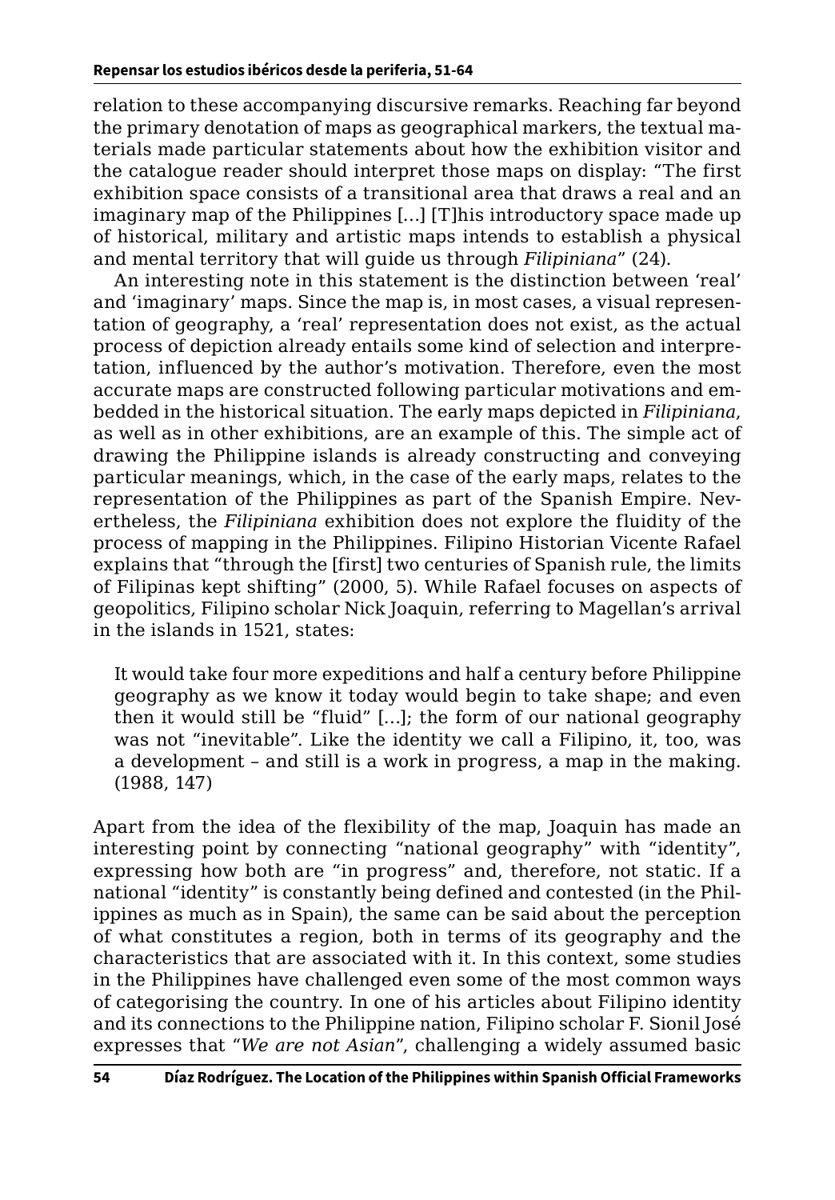relation to these accompanying discursive remarks. Reaching far beyond the primary denotation of maps as geographical markers, the textual materials made particular statements about how the exhibition visitor and the catalogue reader should interpret those maps on display: "The first exhibition space consists of a transitional area that draws a real and an imaginary map of the Philippines […] [T]his introductory space made up of historical, military and artistic maps intends to establish a physical and mental territory that will guide us through *Filipiniana*" (24).

An interesting note in this statement is the distinction between 'real' and 'imaginary' maps. Since the map is, in most cases, a visual representation of geography, a 'real' representation does not exist, as the actual process of depiction already entails some kind of selection and interpretation, influenced by the author's motivation. Therefore, even the most accurate maps are constructed following particular motivations and embedded in the historical situation. The early maps depicted in *Filipiniana*, as well as in other exhibitions, are an example of this. The simple act of drawing the Philippine islands is already constructing and conveying particular meanings, which, in the case of the early maps, relates to the representation of the Philippines as part of the Spanish Empire. Nevertheless, the *Filipiniana* exhibition does not explore the fluidity of the process of mapping in the Philippines. Filipino Historian Vicente Rafael explains that "through the [first] two centuries of Spanish rule, the limits of Filipinas kept shifting" (2000, 5). While Rafael focuses on aspects of geopolitics, Filipino scholar Nick Joaquin, referring to Magellan's arrival in the islands in 1521, states:

> It would take four more expeditions and half a century before Philippine geography as we know it today would begin to take shape; and even then it would still be "fluid" […]; the form of our national geography was not "inevitable". Like the identity we call a Filipino, it, too, was a development – and still is a work in progress, a map in the making. (1988, 147)

Apart from the idea of the flexibility of the map, Joaquin has made an interesting point by connecting "national geography" with "identity", expressing how both are "in progress" and, therefore, not static. If a national "identity" is constantly being defined and contested (in the Philippines as much as in Spain), the same can be said about the perception of what constitutes a region, both in terms of its geography and the characteristics that are associated with it. In this context, some studies in the Philippines have challenged even some of the most common ways of categorising the country. In one of his articles about Filipino identity and its connections to the Philippine nation, Filipino scholar F. Sionil José expresses that "*We are not Asian*", challenging a widely assumed basic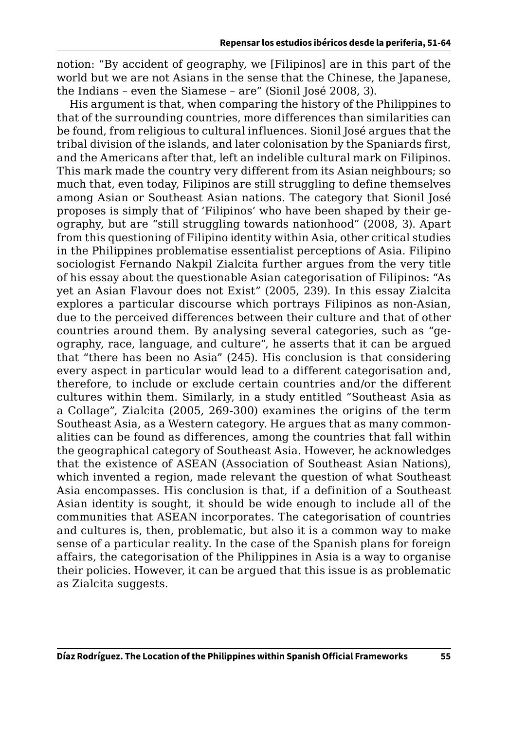notion: "By accident of geography, we [Filipinos] are in this part of the world but we are not Asians in the sense that the Chinese, the Japanese, the Indians – even the Siamese – are" (Sionil José 2008, 3).

His argument is that, when comparing the history of the Philippines to that of the surrounding countries, more differences than similarities can be found, from religious to cultural influences. Sionil José argues that the tribal division of the islands, and later colonisation by the Spaniards first, and the Americans after that, left an indelible cultural mark on Filipinos. This mark made the country very different from its Asian neighbours; so much that, even today, Filipinos are still struggling to define themselves among Asian or Southeast Asian nations. The category that Sionil José proposes is simply that of 'Filipinos' who have been shaped by their geography, but are "still struggling towards nationhood" (2008, 3). Apart from this questioning of Filipino identity within Asia, other critical studies in the Philippines problematise essentialist perceptions of Asia. Filipino sociologist Fernando Nakpil Zialcita further argues from the very title of his essay about the questionable Asian categorisation of Filipinos: "As yet an Asian Flavour does not Exist" (2005, 239). In this essay Zialcita explores a particular discourse which portrays Filipinos as non-Asian, due to the perceived differences between their culture and that of other countries around them. By analysing several categories, such as "geography, race, language, and culture", he asserts that it can be argued that "there has been no Asia" (245). His conclusion is that considering every aspect in particular would lead to a different categorisation and, therefore, to include or exclude certain countries and/or the different cultures within them. Similarly, in a study entitled "Southeast Asia as a Collage", Zialcita (2005, 269-300) examines the origins of the term Southeast Asia, as a Western category. He argues that as many commonalities can be found as differences, among the countries that fall within the geographical category of Southeast Asia. However, he acknowledges that the existence of ASEAN (Association of Southeast Asian Nations), which invented a region, made relevant the question of what Southeast Asia encompasses. His conclusion is that, if a definition of a Southeast Asian identity is sought, it should be wide enough to include all of the communities that ASEAN incorporates. The categorisation of countries and cultures is, then, problematic, but also it is a common way to make sense of a particular reality. In the case of the Spanish plans for foreign affairs, the categorisation of the Philippines in Asia is a way to organise their policies. However, it can be argued that this issue is as problematic as Zialcita suggests.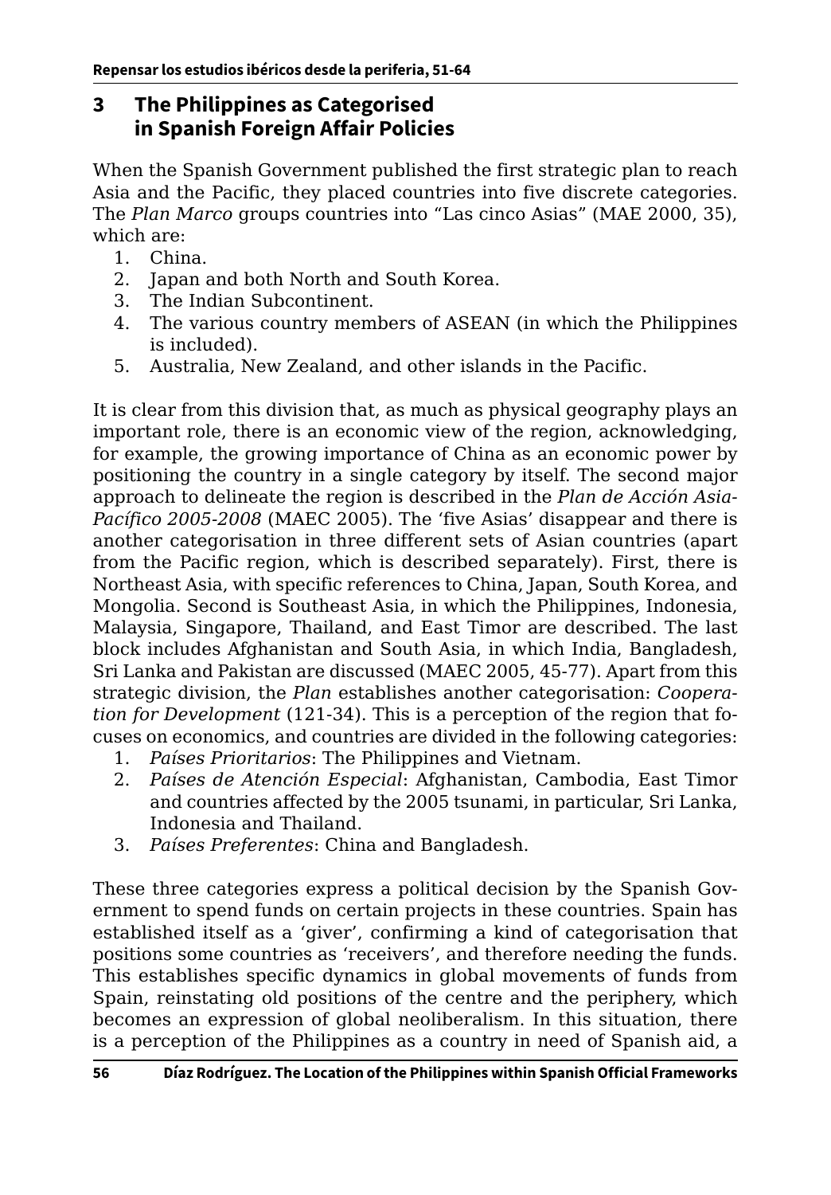## 3 The Philippines as Categorised in Spanish Foreign Affair Policies

When the Spanish Government published the first strategic plan to reach Asia and the Pacific, they placed countries into five discrete categories. The *Plan Marco* groups countries into "Las cinco Asias" (MAE 2000, 35), which are:

1. China.
2. Japan and both North and South Korea.
3. The Indian Subcontinent.
4. The various country members of ASEAN (in which the Philippines is included).
5. Australia, New Zealand, and other islands in the Pacific.

It is clear from this division that, as much as physical geography plays an important role, there is an economic view of the region, acknowledging, for example, the growing importance of China as an economic power by positioning the country in a single category by itself. The second major approach to delineate the region is described in the *Plan de Acción Asia-Pacífico 2005-2008* (MAEC 2005). The 'five Asias' disappear and there is another categorisation in three different sets of Asian countries (apart from the Pacific region, which is described separately). First, there is Northeast Asia, with specific references to China, Japan, South Korea, and Mongolia. Second is Southeast Asia, in which the Philippines, Indonesia, Malaysia, Singapore, Thailand, and East Timor are described. The last block includes Afghanistan and South Asia, in which India, Bangladesh, Sri Lanka and Pakistan are discussed (MAEC 2005, 45-77). Apart from this strategic division, the *Plan* establishes another categorisation: *Cooperation for Development* (121-34). This is a perception of the region that focuses on economics, and countries are divided in the following categories:

1. *Países Prioritarios*: The Philippines and Vietnam.
2. *Países de Atención Especial*: Afghanistan, Cambodia, East Timor and countries affected by the 2005 tsunami, in particular, Sri Lanka, Indonesia and Thailand.
3. *Países Preferentes*: China and Bangladesh.

These three categories express a political decision by the Spanish Government to spend funds on certain projects in these countries. Spain has established itself as a 'giver', confirming a kind of categorisation that positions some countries as 'receivers', and therefore needing the funds. This establishes specific dynamics in global movements of funds from Spain, reinstating old positions of the centre and the periphery, which becomes an expression of global neoliberalism. In this situation, there is a perception of the Philippines as a country in need of Spanish aid, a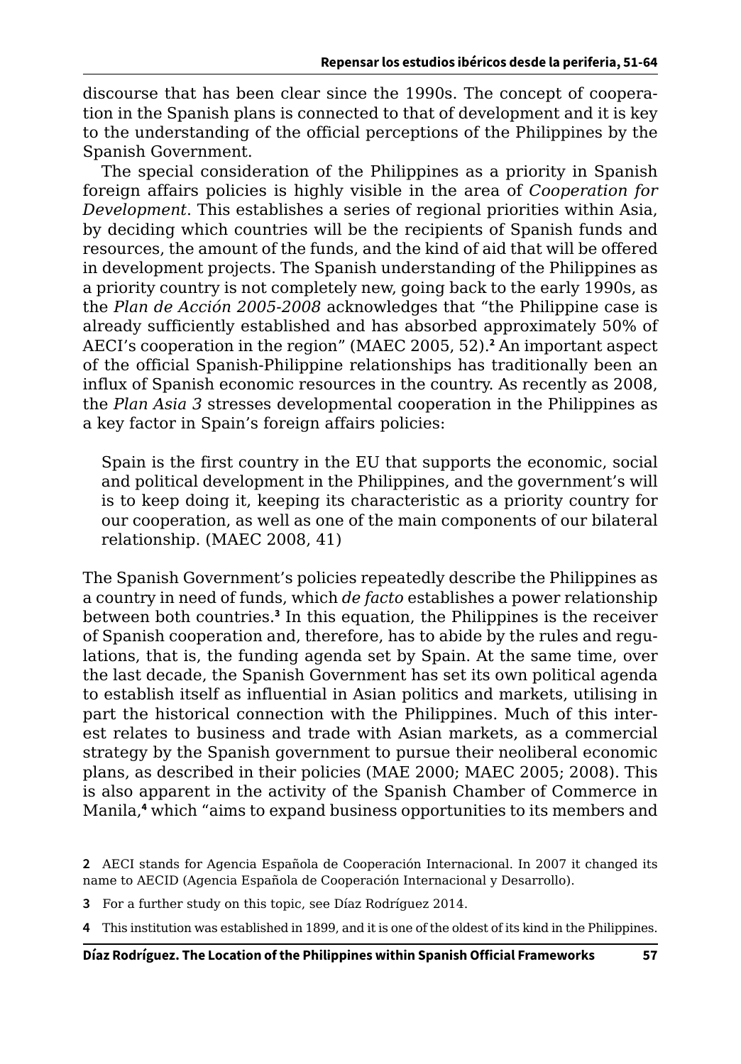discourse that has been clear since the 1990s. The concept of cooperation in the Spanish plans is connected to that of development and it is key to the understanding of the official perceptions of the Philippines by the Spanish Government.

The special consideration of the Philippines as a priority in Spanish foreign affairs policies is highly visible in the area of *Cooperation for Development*. This establishes a series of regional priorities within Asia, by deciding which countries will be the recipients of Spanish funds and resources, the amount of the funds, and the kind of aid that will be offered in development projects. The Spanish understanding of the Philippines as a priority country is not completely new, going back to the early 1990s, as the *Plan de Acción 2005-2008* acknowledges that "the Philippine case is already sufficiently established and has absorbed approximately 50% of AECI's cooperation in the region" (MAEC 2005, 52).[2] An important aspect of the official Spanish-Philippine relationships has traditionally been an influx of Spanish economic resources in the country. As recently as 2008, the *Plan Asia 3* stresses developmental cooperation in the Philippines as a key factor in Spain's foreign affairs policies:

> Spain is the first country in the EU that supports the economic, social and political development in the Philippines, and the government's will is to keep doing it, keeping its characteristic as a priority country for our cooperation, as well as one of the main components of our bilateral relationship. (MAEC 2008, 41)

The Spanish Government's policies repeatedly describe the Philippines as a country in need of funds, which *de facto* establishes a power relationship between both countries.[3] In this equation, the Philippines is the receiver of Spanish cooperation and, therefore, has to abide by the rules and regulations, that is, the funding agenda set by Spain. At the same time, over the last decade, the Spanish Government has set its own political agenda to establish itself as influential in Asian politics and markets, utilising in part the historical connection with the Philippines. Much of this interest relates to business and trade with Asian markets, as a commercial strategy by the Spanish government to pursue their neoliberal economic plans, as described in their policies (MAE 2000; MAEC 2005; 2008). This is also apparent in the activity of the Spanish Chamber of Commerce in Manila,[4] which "aims to expand business opportunities to its members and

---

**2** AECI stands for Agencia Española de Cooperación Internacional. In 2007 it changed its name to AECID (Agencia Española de Cooperación Internacional y Desarrollo).

**3** For a further study on this topic, see Díaz Rodríguez 2014.

**4** This institution was established in 1899, and it is one of the oldest of its kind in the Philippines.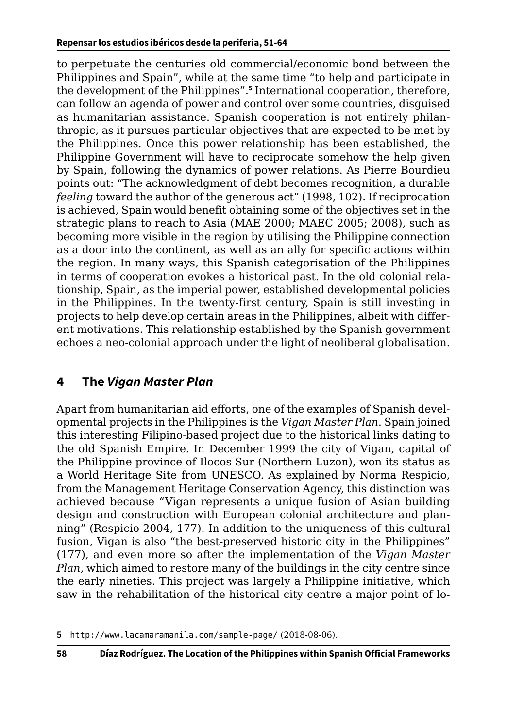to perpetuate the centuries old commercial/economic bond between the Philippines and Spain", while at the same time "to help and participate in the development of the Philippines".[5] International cooperation, therefore, can follow an agenda of power and control over some countries, disguised as humanitarian assistance. Spanish cooperation is not entirely philanthropic, as it pursues particular objectives that are expected to be met by the Philippines. Once this power relationship has been established, the Philippine Government will have to reciprocate somehow the help given by Spain, following the dynamics of power relations. As Pierre Bourdieu points out: "The acknowledgment of debt becomes recognition, a durable *feeling* toward the author of the generous act" (1998, 102). If reciprocation is achieved, Spain would benefit obtaining some of the objectives set in the strategic plans to reach to Asia (MAE 2000; MAEC 2005; 2008), such as becoming more visible in the region by utilising the Philippine connection as a door into the continent, as well as an ally for specific actions within the region. In many ways, this Spanish categorisation of the Philippines in terms of cooperation evokes a historical past. In the old colonial relationship, Spain, as the imperial power, established developmental policies in the Philippines. In the twenty-first century, Spain is still investing in projects to help develop certain areas in the Philippines, albeit with different motivations. This relationship established by the Spanish government echoes a neo-colonial approach under the light of neoliberal globalisation.

## 4 The *Vigan Master Plan*

Apart from humanitarian aid efforts, one of the examples of Spanish developmental projects in the Philippines is the *Vigan Master Plan*. Spain joined this interesting Filipino-based project due to the historical links dating to the old Spanish Empire. In December 1999 the city of Vigan, capital of the Philippine province of Ilocos Sur (Northern Luzon), won its status as a World Heritage Site from UNESCO. As explained by Norma Respicio, from the Management Heritage Conservation Agency, this distinction was achieved because "Vigan represents a unique fusion of Asian building design and construction with European colonial architecture and planning" (Respicio 2004, 177). In addition to the uniqueness of this cultural fusion, Vigan is also "the best-preserved historic city in the Philippines" (177), and even more so after the implementation of the *Vigan Master Plan*, which aimed to restore many of the buildings in the city centre since the early nineties. This project was largely a Philippine initiative, which saw in the rehabilitation of the historical city centre a major point of lo-

5 http://www.lacamaramanila.com/sample-page/ (2018-08-06).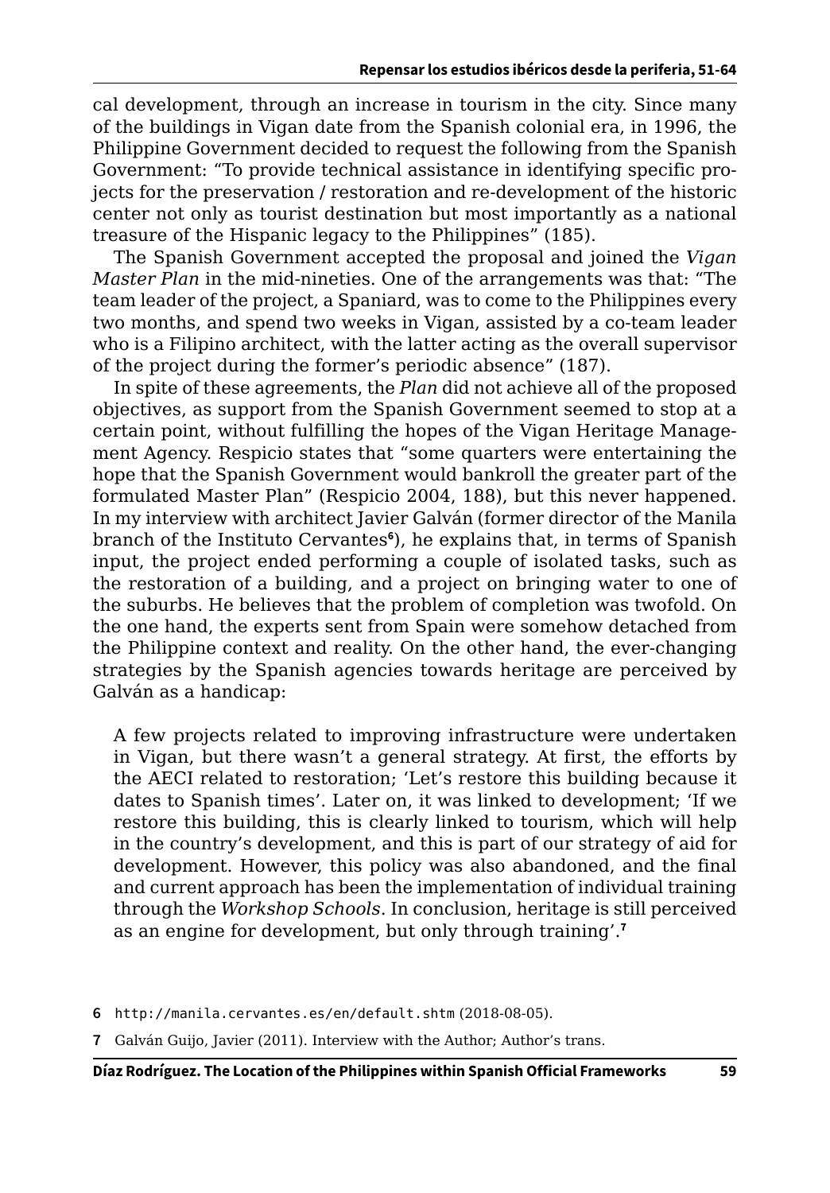cal development, through an increase in tourism in the city. Since many of the buildings in Vigan date from the Spanish colonial era, in 1996, the Philippine Government decided to request the following from the Spanish Government: "To provide technical assistance in identifying specific projects for the preservation / restoration and re-development of the historic center not only as tourist destination but most importantly as a national treasure of the Hispanic legacy to the Philippines" (185).

The Spanish Government accepted the proposal and joined the *Vigan Master Plan* in the mid-nineties. One of the arrangements was that: "The team leader of the project, a Spaniard, was to come to the Philippines every two months, and spend two weeks in Vigan, assisted by a co-team leader who is a Filipino architect, with the latter acting as the overall supervisor of the project during the former's periodic absence" (187).

In spite of these agreements, the *Plan* did not achieve all of the proposed objectives, as support from the Spanish Government seemed to stop at a certain point, without fulfilling the hopes of the Vigan Heritage Management Agency. Respicio states that "some quarters were entertaining the hope that the Spanish Government would bankroll the greater part of the formulated Master Plan" (Respicio 2004, 188), but this never happened. In my interview with architect Javier Galván (former director of the Manila branch of the Instituto Cervantes[6]), he explains that, in terms of Spanish input, the project ended performing a couple of isolated tasks, such as the restoration of a building, and a project on bringing water to one of the suburbs. He believes that the problem of completion was twofold. On the one hand, the experts sent from Spain were somehow detached from the Philippine context and reality. On the other hand, the ever-changing strategies by the Spanish agencies towards heritage are perceived by Galván as a handicap:

> A few projects related to improving infrastructure were undertaken in Vigan, but there wasn't a general strategy. At first, the efforts by the AECI related to restoration; 'Let's restore this building because it dates to Spanish times'. Later on, it was linked to development; 'If we restore this building, this is clearly linked to tourism, which will help in the country's development, and this is part of our strategy of aid for development. However, this policy was also abandoned, and the final and current approach has been the implementation of individual training through the *Workshop Schools*. In conclusion, heritage is still perceived as an engine for development, but only through training'.[7]

6 http://manila.cervantes.es/en/default.shtm (2018-08-05).

7 Galván Guijo, Javier (2011). Interview with the Author; Author's trans.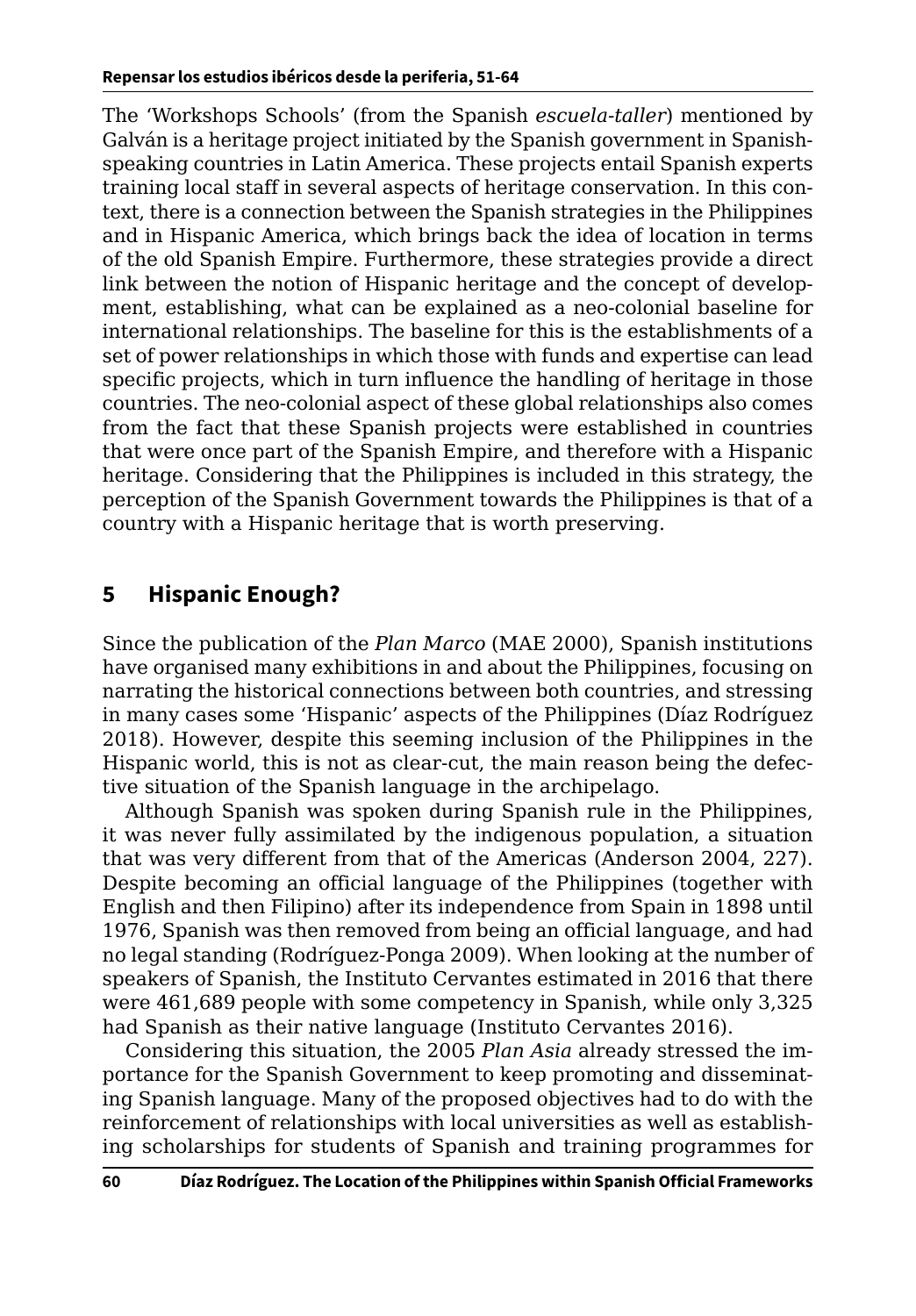The 'Workshops Schools' (from the Spanish *escuela-taller*) mentioned by Galván is a heritage project initiated by the Spanish government in Spanish-speaking countries in Latin America. These projects entail Spanish experts training local staff in several aspects of heritage conservation. In this context, there is a connection between the Spanish strategies in the Philippines and in Hispanic America, which brings back the idea of location in terms of the old Spanish Empire. Furthermore, these strategies provide a direct link between the notion of Hispanic heritage and the concept of development, establishing, what can be explained as a neo-colonial baseline for international relationships. The baseline for this is the establishments of a set of power relationships in which those with funds and expertise can lead specific projects, which in turn influence the handling of heritage in those countries. The neo-colonial aspect of these global relationships also comes from the fact that these Spanish projects were established in countries that were once part of the Spanish Empire, and therefore with a Hispanic heritage. Considering that the Philippines is included in this strategy, the perception of the Spanish Government towards the Philippines is that of a country with a Hispanic heritage that is worth preserving.

## 5 Hispanic Enough?

Since the publication of the *Plan Marco* (MAE 2000), Spanish institutions have organised many exhibitions in and about the Philippines, focusing on narrating the historical connections between both countries, and stressing in many cases some 'Hispanic' aspects of the Philippines (Díaz Rodríguez 2018). However, despite this seeming inclusion of the Philippines in the Hispanic world, this is not as clear-cut, the main reason being the defective situation of the Spanish language in the archipelago.

Although Spanish was spoken during Spanish rule in the Philippines, it was never fully assimilated by the indigenous population, a situation that was very different from that of the Americas (Anderson 2004, 227). Despite becoming an official language of the Philippines (together with English and then Filipino) after its independence from Spain in 1898 until 1976, Spanish was then removed from being an official language, and had no legal standing (Rodríguez-Ponga 2009). When looking at the number of speakers of Spanish, the Instituto Cervantes estimated in 2016 that there were 461,689 people with some competency in Spanish, while only 3,325 had Spanish as their native language (Instituto Cervantes 2016).

Considering this situation, the 2005 *Plan Asia* already stressed the importance for the Spanish Government to keep promoting and disseminating Spanish language. Many of the proposed objectives had to do with the reinforcement of relationships with local universities as well as establishing scholarships for students of Spanish and training programmes for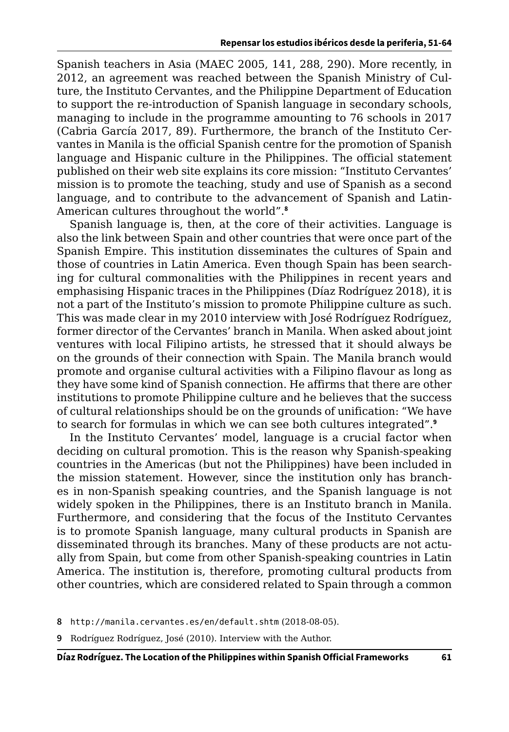Spanish teachers in Asia (MAEC 2005, 141, 288, 290). More recently, in 2012, an agreement was reached between the Spanish Ministry of Culture, the Instituto Cervantes, and the Philippine Department of Education to support the re-introduction of Spanish language in secondary schools, managing to include in the programme amounting to 76 schools in 2017 (Cabria García 2017, 89). Furthermore, the branch of the Instituto Cervantes in Manila is the official Spanish centre for the promotion of Spanish language and Hispanic culture in the Philippines. The official statement published on their web site explains its core mission: "Instituto Cervantes' mission is to promote the teaching, study and use of Spanish as a second language, and to contribute to the advancement of Spanish and Latin-American cultures throughout the world".[8]

Spanish language is, then, at the core of their activities. Language is also the link between Spain and other countries that were once part of the Spanish Empire. This institution disseminates the cultures of Spain and those of countries in Latin America. Even though Spain has been searching for cultural commonalities with the Philippines in recent years and emphasising Hispanic traces in the Philippines (Díaz Rodríguez 2018), it is not a part of the Instituto's mission to promote Philippine culture as such. This was made clear in my 2010 interview with José Rodríguez Rodríguez, former director of the Cervantes' branch in Manila. When asked about joint ventures with local Filipino artists, he stressed that it should always be on the grounds of their connection with Spain. The Manila branch would promote and organise cultural activities with a Filipino flavour as long as they have some kind of Spanish connection. He affirms that there are other institutions to promote Philippine culture and he believes that the success of cultural relationships should be on the grounds of unification: "We have to search for formulas in which we can see both cultures integrated".[9]

In the Instituto Cervantes' model, language is a crucial factor when deciding on cultural promotion. This is the reason why Spanish-speaking countries in the Americas (but not the Philippines) have been included in the mission statement. However, since the institution only has branches in non-Spanish speaking countries, and the Spanish language is not widely spoken in the Philippines, there is an Instituto branch in Manila. Furthermore, and considering that the focus of the Instituto Cervantes is to promote Spanish language, many cultural products in Spanish are disseminated through its branches. Many of these products are not actually from Spain, but come from other Spanish-speaking countries in Latin America. The institution is, therefore, promoting cultural products from other countries, which are considered related to Spain through a common

8 `http://manila.cervantes.es/en/default.shtm` (2018-08-05).

9 Rodríguez Rodríguez, José (2010). Interview with the Author.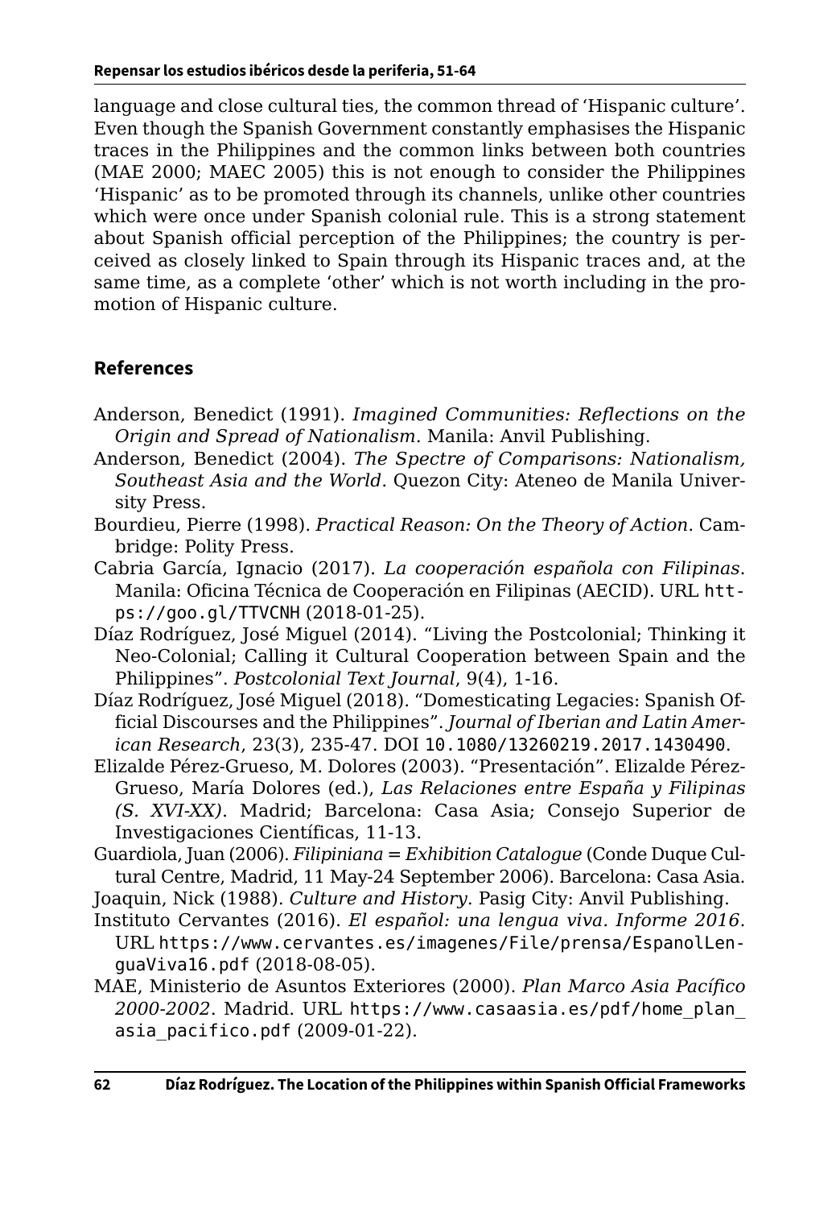language and close cultural ties, the common thread of 'Hispanic culture'. Even though the Spanish Government constantly emphasises the Hispanic traces in the Philippines and the common links between both countries (MAE 2000; MAEC 2005) this is not enough to consider the Philippines 'Hispanic' as to be promoted through its channels, unlike other countries which were once under Spanish colonial rule. This is a strong statement about Spanish official perception of the Philippines; the country is perceived as closely linked to Spain through its Hispanic traces and, at the same time, as a complete 'other' which is not worth including in the promotion of Hispanic culture.

## References

Anderson, Benedict (1991). *Imagined Communities: Reflections on the Origin and Spread of Nationalism*. Manila: Anvil Publishing.

Anderson, Benedict (2004). *The Spectre of Comparisons: Nationalism, Southeast Asia and the World*. Quezon City: Ateneo de Manila University Press.

Bourdieu, Pierre (1998). *Practical Reason: On the Theory of Action*. Cambridge: Polity Press.

Cabria García, Ignacio (2017). *La cooperación española con Filipinas*. Manila: Oficina Técnica de Cooperación en Filipinas (AECID). URL https://goo.gl/TTVCNH (2018-01-25).

Díaz Rodríguez, José Miguel (2014). "Living the Postcolonial; Thinking it Neo-Colonial; Calling it Cultural Cooperation between Spain and the Philippines". *Postcolonial Text Journal*, 9(4), 1-16.

Díaz Rodríguez, José Miguel (2018). "Domesticating Legacies: Spanish Official Discourses and the Philippines". *Journal of Iberian and Latin American Research*, 23(3), 235-47. DOI 10.1080/13260219.2017.1430490.

Elizalde Pérez-Grueso, M. Dolores (2003). "Presentación". Elizalde Pérez-Grueso, María Dolores (ed.), *Las Relaciones entre España y Filipinas (S. XVI-XX)*. Madrid; Barcelona: Casa Asia; Consejo Superior de Investigaciones Científicas, 11-13.

Guardiola, Juan (2006). *Filipiniana = Exhibition Catalogue* (Conde Duque Cultural Centre, Madrid, 11 May-24 September 2006). Barcelona: Casa Asia.

Joaquin, Nick (1988). *Culture and History*. Pasig City: Anvil Publishing.

Instituto Cervantes (2016). *El español: una lengua viva. Informe 2016*. URL https://www.cervantes.es/imagenes/File/prensa/EspanolLenguaViva16.pdf (2018-08-05).

MAE, Ministerio de Asuntos Exteriores (2000). *Plan Marco Asia Pacífico 2000-2002*. Madrid. URL https://www.casaasia.es/pdf/home_plan_asia_pacifico.pdf (2009-01-22).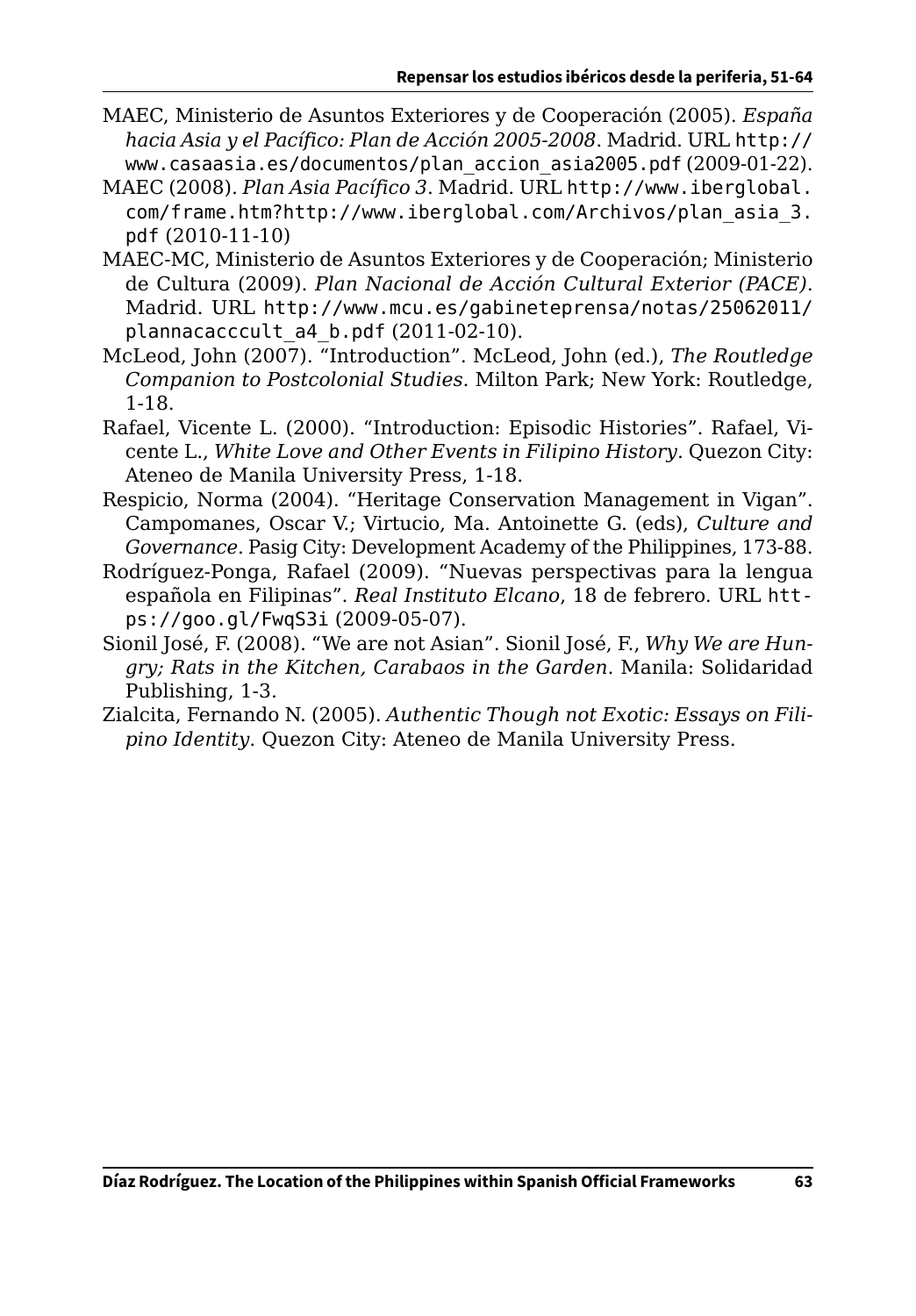MAEC, Ministerio de Asuntos Exteriores y de Cooperación (2005). *España hacia Asia y el Pacífico: Plan de Acción 2005-2008*. Madrid. URL http://www.casaasia.es/documentos/plan_accion_asia2005.pdf (2009-01-22).

MAEC (2008). *Plan Asia Pacífico 3*. Madrid. URL http://www.iberglobal.com/frame.htm?http://www.iberglobal.com/Archivos/plan_asia_3.pdf (2010-11-10)

MAEC-MC, Ministerio de Asuntos Exteriores y de Cooperación; Ministerio de Cultura (2009). *Plan Nacional de Acción Cultural Exterior (PACE)*. Madrid. URL http://www.mcu.es/gabineteprensa/notas/25062011/plannacacccult_a4_b.pdf (2011-02-10).

McLeod, John (2007). "Introduction". McLeod, John (ed.), *The Routledge Companion to Postcolonial Studies*. Milton Park; New York: Routledge, 1-18.

Rafael, Vicente L. (2000). "Introduction: Episodic Histories". Rafael, Vicente L., *White Love and Other Events in Filipino History*. Quezon City: Ateneo de Manila University Press, 1-18.

Respicio, Norma (2004). "Heritage Conservation Management in Vigan". Campomanes, Oscar V.; Virtucio, Ma. Antoinette G. (eds), *Culture and Governance*. Pasig City: Development Academy of the Philippines, 173-88.

Rodríguez-Ponga, Rafael (2009). "Nuevas perspectivas para la lengua española en Filipinas". *Real Instituto Elcano*, 18 de febrero. URL https://goo.gl/FwqS3i (2009-05-07).

Sionil José, F. (2008). "We are not Asian". Sionil José, F., *Why We are Hungry; Rats in the Kitchen, Carabaos in the Garden*. Manila: Solidaridad Publishing, 1-3.

Zialcita, Fernando N. (2005). *Authentic Though not Exotic: Essays on Filipino Identity*. Quezon City: Ateneo de Manila University Press.